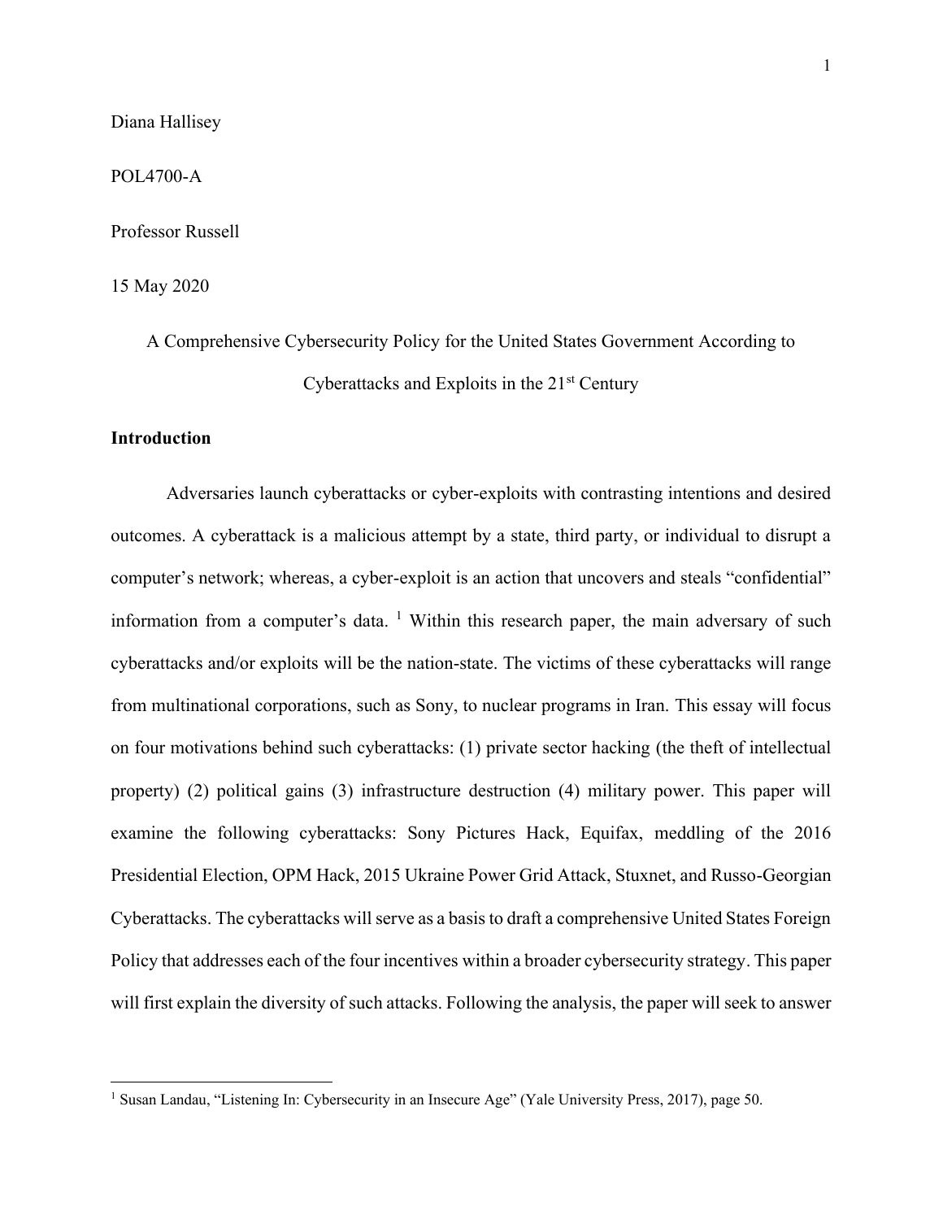Diana Hallisey

POL4700-A

Professor Russell

15 May 2020

# A Comprehensive Cybersecurity Policy for the United States Government According to Cyberattacks and Exploits in the 21st Century

## Introduction

Adversaries launch cyberattacks or cyber-exploits with contrasting intentions and desired outcomes. A cyberattack is a malicious attempt by a state, third party, or individual to disrupt a computer's network; whereas, a cyber-exploit is an action that uncovers and steals "confidential" information from a computer's data. [1] Within this research paper, the main adversary of such cyberattacks and/or exploits will be the nation-state. The victims of these cyberattacks will range from multinational corporations, such as Sony, to nuclear programs in Iran. This essay will focus on four motivations behind such cyberattacks: (1) private sector hacking (the theft of intellectual property) (2) political gains (3) infrastructure destruction (4) military power. This paper will examine the following cyberattacks: Sony Pictures Hack, Equifax, meddling of the 2016 Presidential Election, OPM Hack, 2015 Ukraine Power Grid Attack, Stuxnet, and Russo-Georgian Cyberattacks. The cyberattacks will serve as a basis to draft a comprehensive United States Foreign Policy that addresses each of the four incentives within a broader cybersecurity strategy. This paper will first explain the diversity of such attacks. Following the analysis, the paper will seek to answer

[1] Susan Landau, "Listening In: Cybersecurity in an Insecure Age" (Yale University Press, 2017), page 50.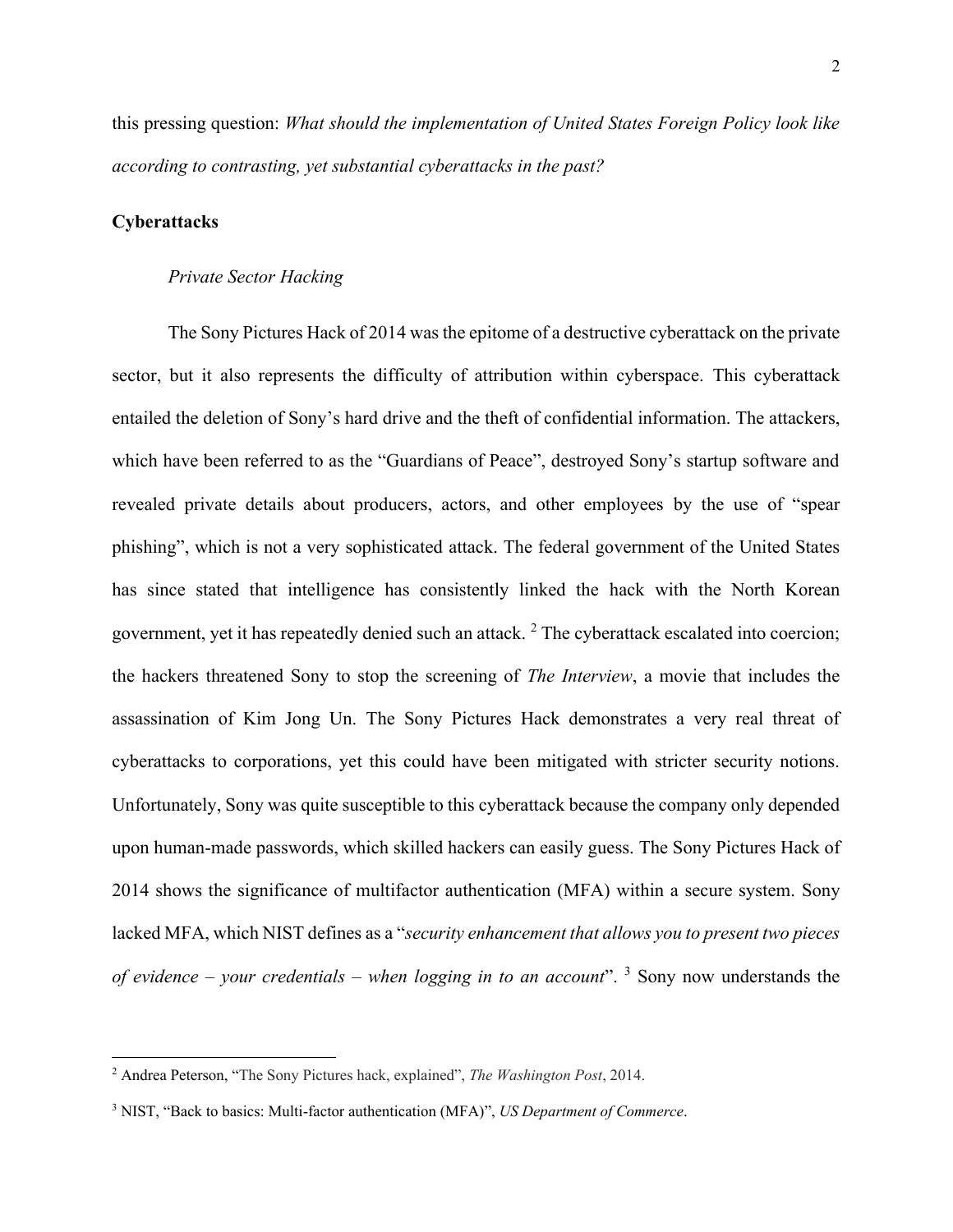this pressing question: *What should the implementation of United States Foreign Policy look like according to contrasting, yet substantial cyberattacks in the past?*

## Cyberattacks

### *Private Sector Hacking*

The Sony Pictures Hack of 2014 was the epitome of a destructive cyberattack on the private sector, but it also represents the difficulty of attribution within cyberspace. This cyberattack entailed the deletion of Sony's hard drive and the theft of confidential information. The attackers, which have been referred to as the "Guardians of Peace", destroyed Sony's startup software and revealed private details about producers, actors, and other employees by the use of "spear phishing", which is not a very sophisticated attack. The federal government of the United States has since stated that intelligence has consistently linked the hack with the North Korean government, yet it has repeatedly denied such an attack. [2] The cyberattack escalated into coercion; the hackers threatened Sony to stop the screening of *The Interview*, a movie that includes the assassination of Kim Jong Un. The Sony Pictures Hack demonstrates a very real threat of cyberattacks to corporations, yet this could have been mitigated with stricter security notions. Unfortunately, Sony was quite susceptible to this cyberattack because the company only depended upon human-made passwords, which skilled hackers can easily guess. The Sony Pictures Hack of 2014 shows the significance of multifactor authentication (MFA) within a secure system. Sony lacked MFA, which NIST defines as a "*security enhancement that allows you to present two pieces of evidence – your credentials – when logging in to an account*". [3] Sony now understands the

---

[2] Andrea Peterson, "The Sony Pictures hack, explained", *The Washington Post*, 2014.

[3] NIST, "Back to basics: Multi-factor authentication (MFA)", *US Department of Commerce*.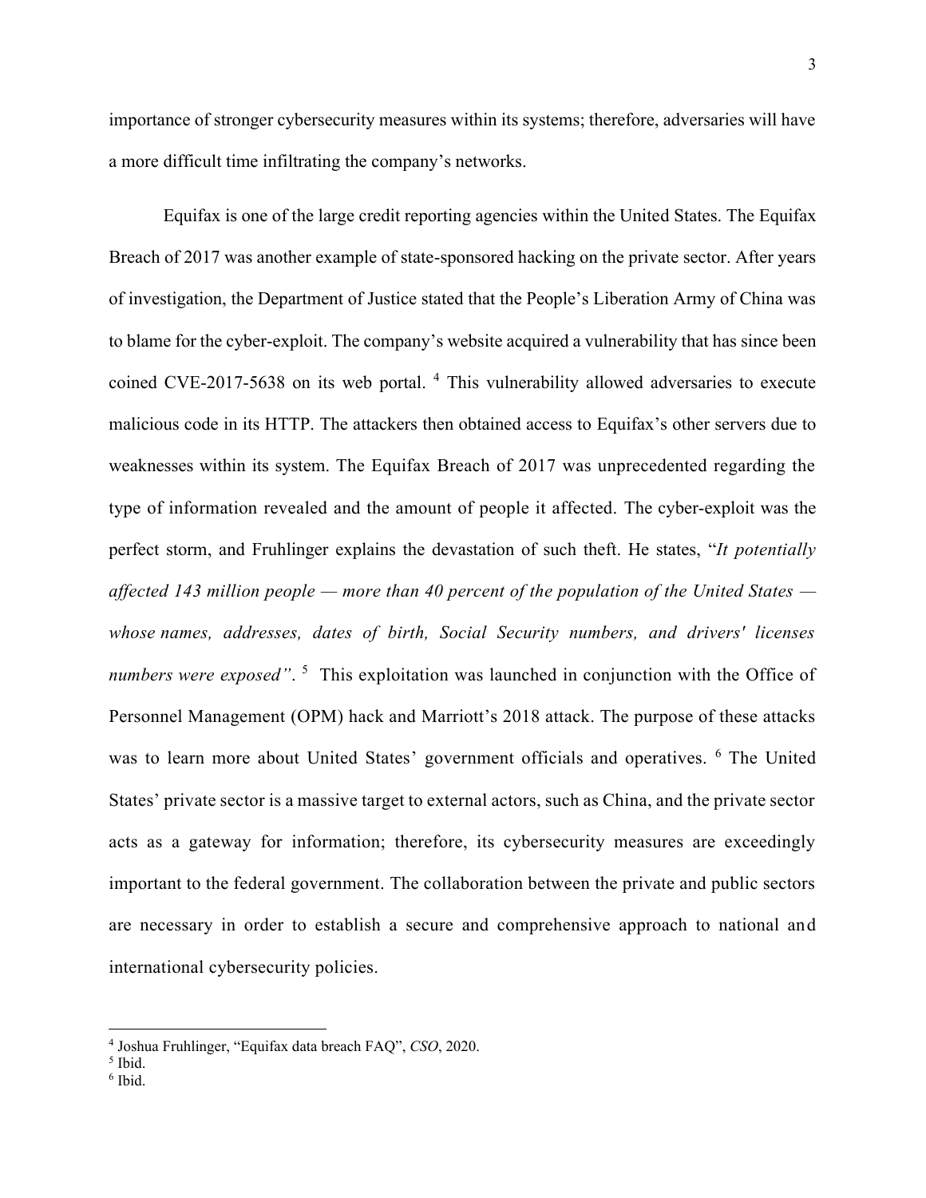importance of stronger cybersecurity measures within its systems; therefore, adversaries will have a more difficult time infiltrating the company's networks.

Equifax is one of the large credit reporting agencies within the United States. The Equifax Breach of 2017 was another example of state-sponsored hacking on the private sector. After years of investigation, the Department of Justice stated that the People's Liberation Army of China was to blame for the cyber-exploit. The company's website acquired a vulnerability that has since been coined CVE-2017-5638 on its web portal. [4] This vulnerability allowed adversaries to execute malicious code in its HTTP. The attackers then obtained access to Equifax's other servers due to weaknesses within its system. The Equifax Breach of 2017 was unprecedented regarding the type of information revealed and the amount of people it affected. The cyber-exploit was the perfect storm, and Fruhlinger explains the devastation of such theft. He states, "*It potentially affected 143 million people — more than 40 percent of the population of the United States — whose names, addresses, dates of birth, Social Security numbers, and drivers' licenses numbers were exposed"*. [5] This exploitation was launched in conjunction with the Office of Personnel Management (OPM) hack and Marriott's 2018 attack. The purpose of these attacks was to learn more about United States' government officials and operatives. [6] The United States' private sector is a massive target to external actors, such as China, and the private sector acts as a gateway for information; therefore, its cybersecurity measures are exceedingly important to the federal government. The collaboration between the private and public sectors are necessary in order to establish a secure and comprehensive approach to national and international cybersecurity policies.

---

[4] Joshua Fruhlinger, "Equifax data breach FAQ", *CSO*, 2020.
[5] Ibid.
[6] Ibid.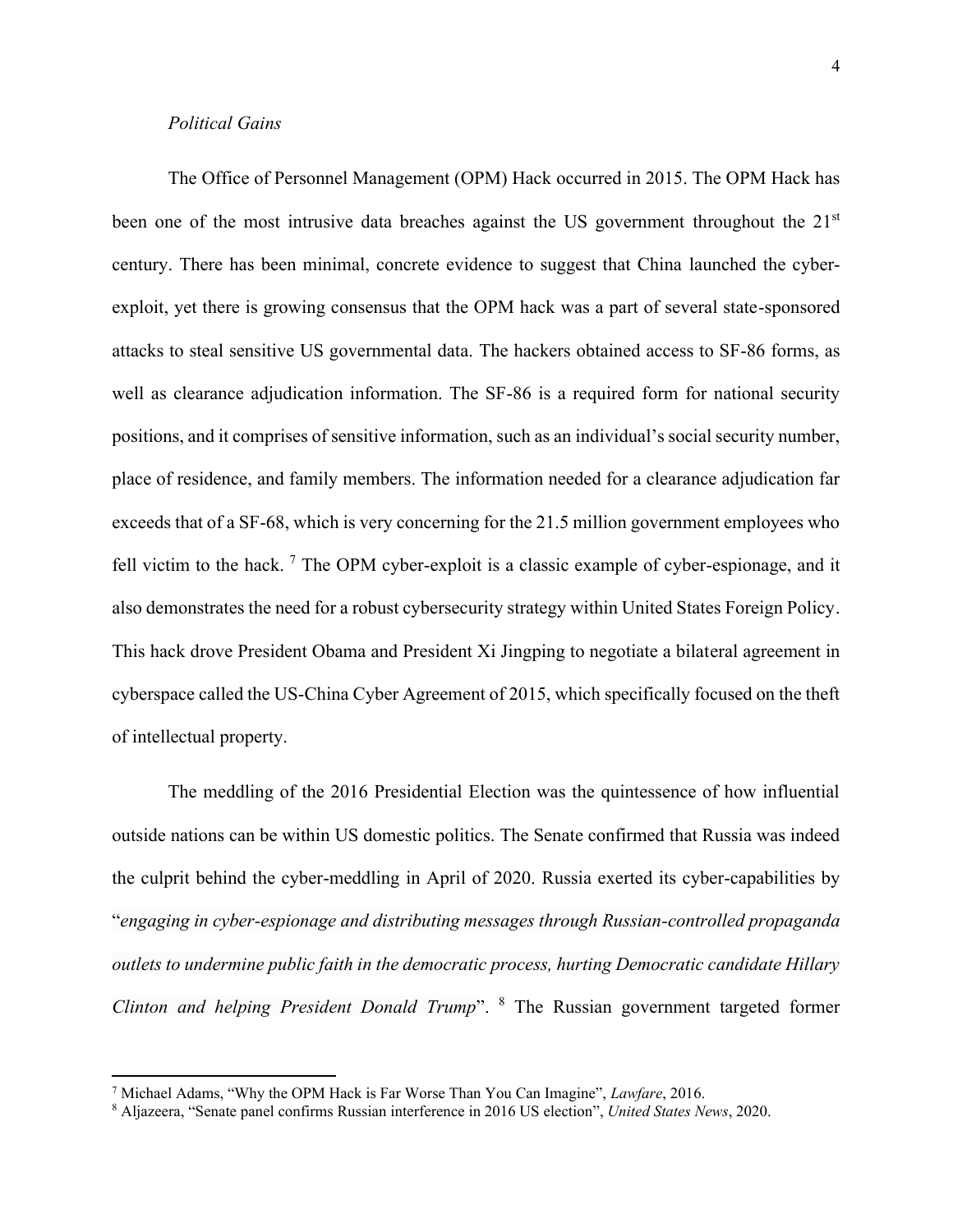*Political Gains*

The Office of Personnel Management (OPM) Hack occurred in 2015. The OPM Hack has been one of the most intrusive data breaches against the US government throughout the 21st century. There has been minimal, concrete evidence to suggest that China launched the cyber-exploit, yet there is growing consensus that the OPM hack was a part of several state-sponsored attacks to steal sensitive US governmental data. The hackers obtained access to SF-86 forms, as well as clearance adjudication information. The SF-86 is a required form for national security positions, and it comprises of sensitive information, such as an individual's social security number, place of residence, and family members. The information needed for a clearance adjudication far exceeds that of a SF-68, which is very concerning for the 21.5 million government employees who fell victim to the hack. [7] The OPM cyber-exploit is a classic example of cyber-espionage, and it also demonstrates the need for a robust cybersecurity strategy within United States Foreign Policy. This hack drove President Obama and President Xi Jingping to negotiate a bilateral agreement in cyberspace called the US-China Cyber Agreement of 2015, which specifically focused on the theft of intellectual property.

The meddling of the 2016 Presidential Election was the quintessence of how influential outside nations can be within US domestic politics. The Senate confirmed that Russia was indeed the culprit behind the cyber-meddling in April of 2020. Russia exerted its cyber-capabilities by "*engaging in cyber-espionage and distributing messages through Russian-controlled propaganda outlets to undermine public faith in the democratic process, hurting Democratic candidate Hillary Clinton and helping President Donald Trump*". [8] The Russian government targeted former

---

[7] Michael Adams, "Why the OPM Hack is Far Worse Than You Can Imagine", *Lawfare*, 2016.

[8] Aljazeera, "Senate panel confirms Russian interference in 2016 US election", *United States News*, 2020.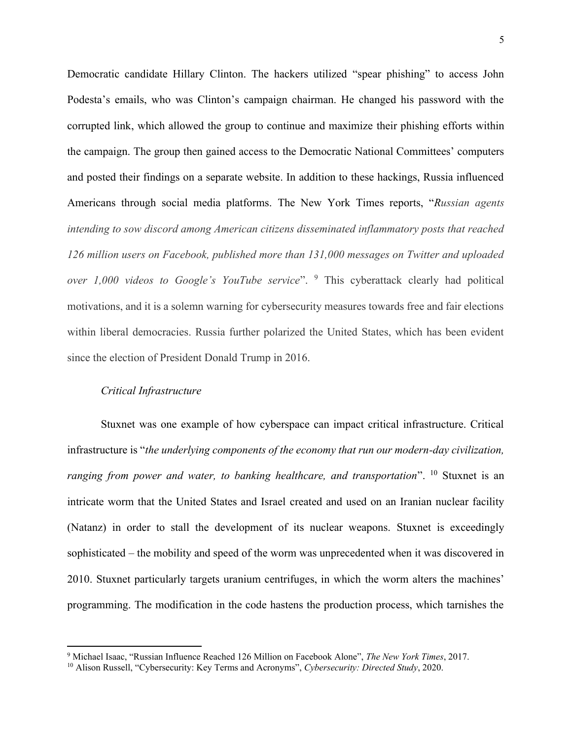Democratic candidate Hillary Clinton. The hackers utilized "spear phishing" to access John Podesta's emails, who was Clinton's campaign chairman. He changed his password with the corrupted link, which allowed the group to continue and maximize their phishing efforts within the campaign. The group then gained access to the Democratic National Committees' computers and posted their findings on a separate website. In addition to these hackings, Russia influenced Americans through social media platforms. The New York Times reports, "*Russian agents intending to sow discord among American citizens disseminated inflammatory posts that reached 126 million users on Facebook, published more than 131,000 messages on Twitter and uploaded over 1,000 videos to Google's YouTube service*". [9] This cyberattack clearly had political motivations, and it is a solemn warning for cybersecurity measures towards free and fair elections within liberal democracies. Russia further polarized the United States, which has been evident since the election of President Donald Trump in 2016.

*Critical Infrastructure*

Stuxnet was one example of how cyberspace can impact critical infrastructure. Critical infrastructure is "*the underlying components of the economy that run our modern-day civilization, ranging from power and water, to banking healthcare, and transportation*". [10] Stuxnet is an intricate worm that the United States and Israel created and used on an Iranian nuclear facility (Natanz) in order to stall the development of its nuclear weapons. Stuxnet is exceedingly sophisticated – the mobility and speed of the worm was unprecedented when it was discovered in 2010. Stuxnet particularly targets uranium centrifuges, in which the worm alters the machines' programming. The modification in the code hastens the production process, which tarnishes the

---

[9] Michael Isaac, "Russian Influence Reached 126 Million on Facebook Alone", *The New York Times*, 2017.

[10] Alison Russell, "Cybersecurity: Key Terms and Acronyms", *Cybersecurity: Directed Study*, 2020.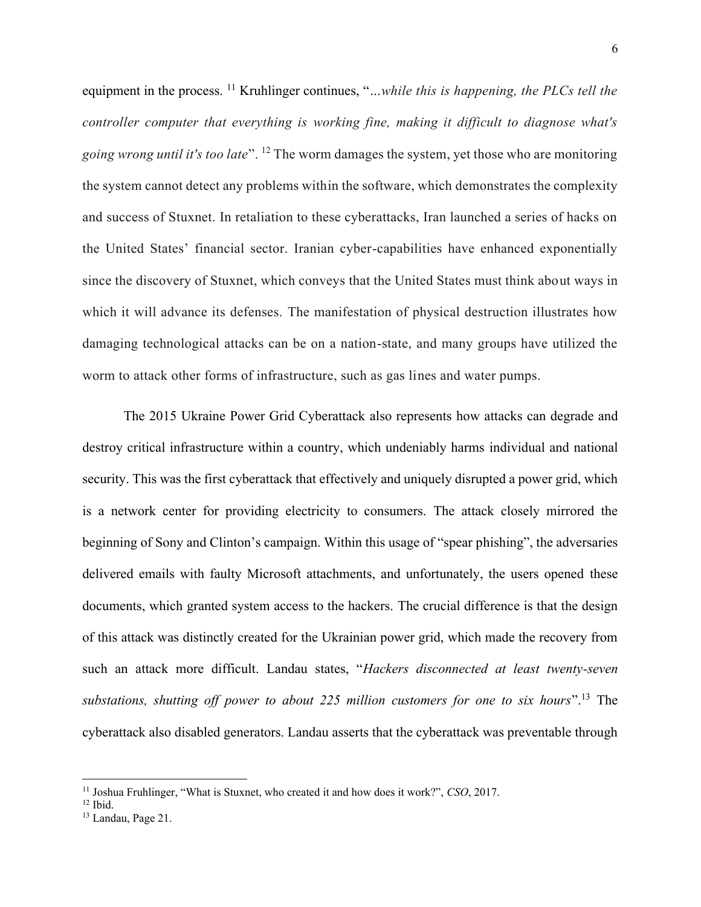equipment in the process. [11] Kruhlinger continues, "*...while this is happening, the PLCs tell the controller computer that everything is working fine, making it difficult to diagnose what's going wrong until it's too late*". [12] The worm damages the system, yet those who are monitoring the system cannot detect any problems within the software, which demonstrates the complexity and success of Stuxnet. In retaliation to these cyberattacks, Iran launched a series of hacks on the United States' financial sector. Iranian cyber-capabilities have enhanced exponentially since the discovery of Stuxnet, which conveys that the United States must think about ways in which it will advance its defenses. The manifestation of physical destruction illustrates how damaging technological attacks can be on a nation-state, and many groups have utilized the worm to attack other forms of infrastructure, such as gas lines and water pumps.

The 2015 Ukraine Power Grid Cyberattack also represents how attacks can degrade and destroy critical infrastructure within a country, which undeniably harms individual and national security. This was the first cyberattack that effectively and uniquely disrupted a power grid, which is a network center for providing electricity to consumers. The attack closely mirrored the beginning of Sony and Clinton's campaign. Within this usage of "spear phishing", the adversaries delivered emails with faulty Microsoft attachments, and unfortunately, the users opened these documents, which granted system access to the hackers. The crucial difference is that the design of this attack was distinctly created for the Ukrainian power grid, which made the recovery from such an attack more difficult. Landau states, "*Hackers disconnected at least twenty-seven substations, shutting off power to about 225 million customers for one to six hours*".[13] The cyberattack also disabled generators. Landau asserts that the cyberattack was preventable through

---

[11] Joshua Fruhlinger, "What is Stuxnet, who created it and how does it work?", *CSO*, 2017.
[12] Ibid.
[13] Landau, Page 21.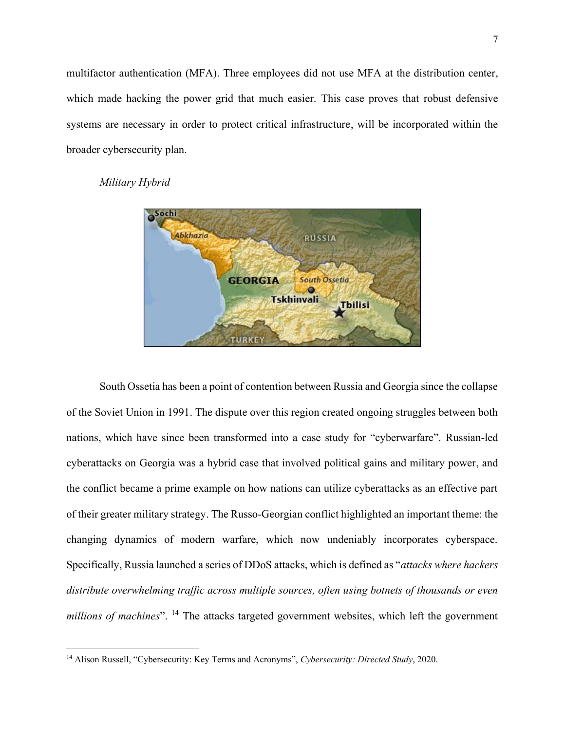multifactor authentication (MFA). Three employees did not use MFA at the distribution center, which made hacking the power grid that much easier. This case proves that robust defensive systems are necessary in order to protect critical infrastructure, will be incorporated within the broader cybersecurity plan.

*Military Hybrid*

South Ossetia has been a point of contention between Russia and Georgia since the collapse of the Soviet Union in 1991. The dispute over this region created ongoing struggles between both nations, which have since been transformed into a case study for "cyberwarfare". Russian-led cyberattacks on Georgia was a hybrid case that involved political gains and military power, and the conflict became a prime example on how nations can utilize cyberattacks as an effective part of their greater military strategy. The Russo-Georgian conflict highlighted an important theme: the changing dynamics of modern warfare, which now undeniably incorporates cyberspace. Specifically, Russia launched a series of DDoS attacks, which is defined as "*attacks where hackers distribute overwhelming traffic across multiple sources, often using botnets of thousands or even millions of machines*". [14] The attacks targeted government websites, which left the government

[14] Alison Russell, "Cybersecurity: Key Terms and Acronyms", *Cybersecurity: Directed Study*, 2020.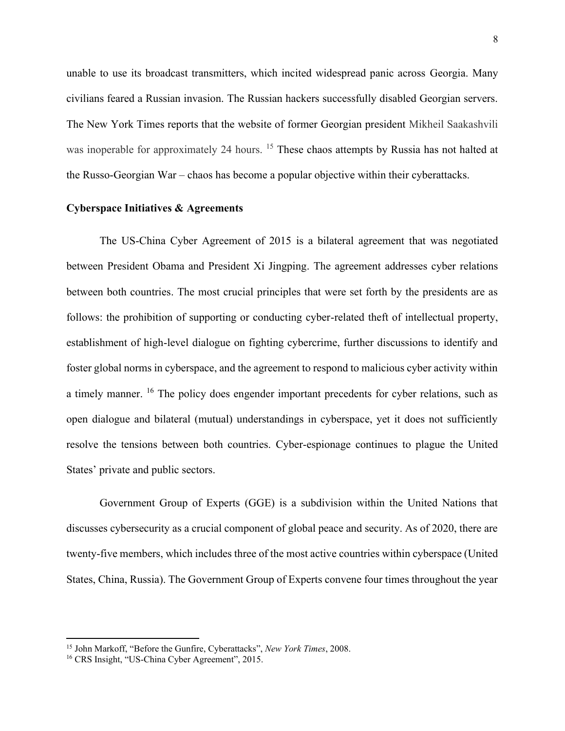unable to use its broadcast transmitters, which incited widespread panic across Georgia. Many civilians feared a Russian invasion. The Russian hackers successfully disabled Georgian servers. The New York Times reports that the website of former Georgian president Mikheil Saakashvili was inoperable for approximately 24 hours. [15] These chaos attempts by Russia has not halted at the Russo-Georgian War – chaos has become a popular objective within their cyberattacks.

**Cyberspace Initiatives & Agreements**

The US-China Cyber Agreement of 2015 is a bilateral agreement that was negotiated between President Obama and President Xi Jingping. The agreement addresses cyber relations between both countries. The most crucial principles that were set forth by the presidents are as follows: the prohibition of supporting or conducting cyber-related theft of intellectual property, establishment of high-level dialogue on fighting cybercrime, further discussions to identify and foster global norms in cyberspace, and the agreement to respond to malicious cyber activity within a timely manner. [16] The policy does engender important precedents for cyber relations, such as open dialogue and bilateral (mutual) understandings in cyberspace, yet it does not sufficiently resolve the tensions between both countries. Cyber-espionage continues to plague the United States' private and public sectors.

Government Group of Experts (GGE) is a subdivision within the United Nations that discusses cybersecurity as a crucial component of global peace and security. As of 2020, there are twenty-five members, which includes three of the most active countries within cyberspace (United States, China, Russia). The Government Group of Experts convene four times throughout the year

---

[15] John Markoff, "Before the Gunfire, Cyberattacks", *New York Times*, 2008.

[16] CRS Insight, "US-China Cyber Agreement", 2015.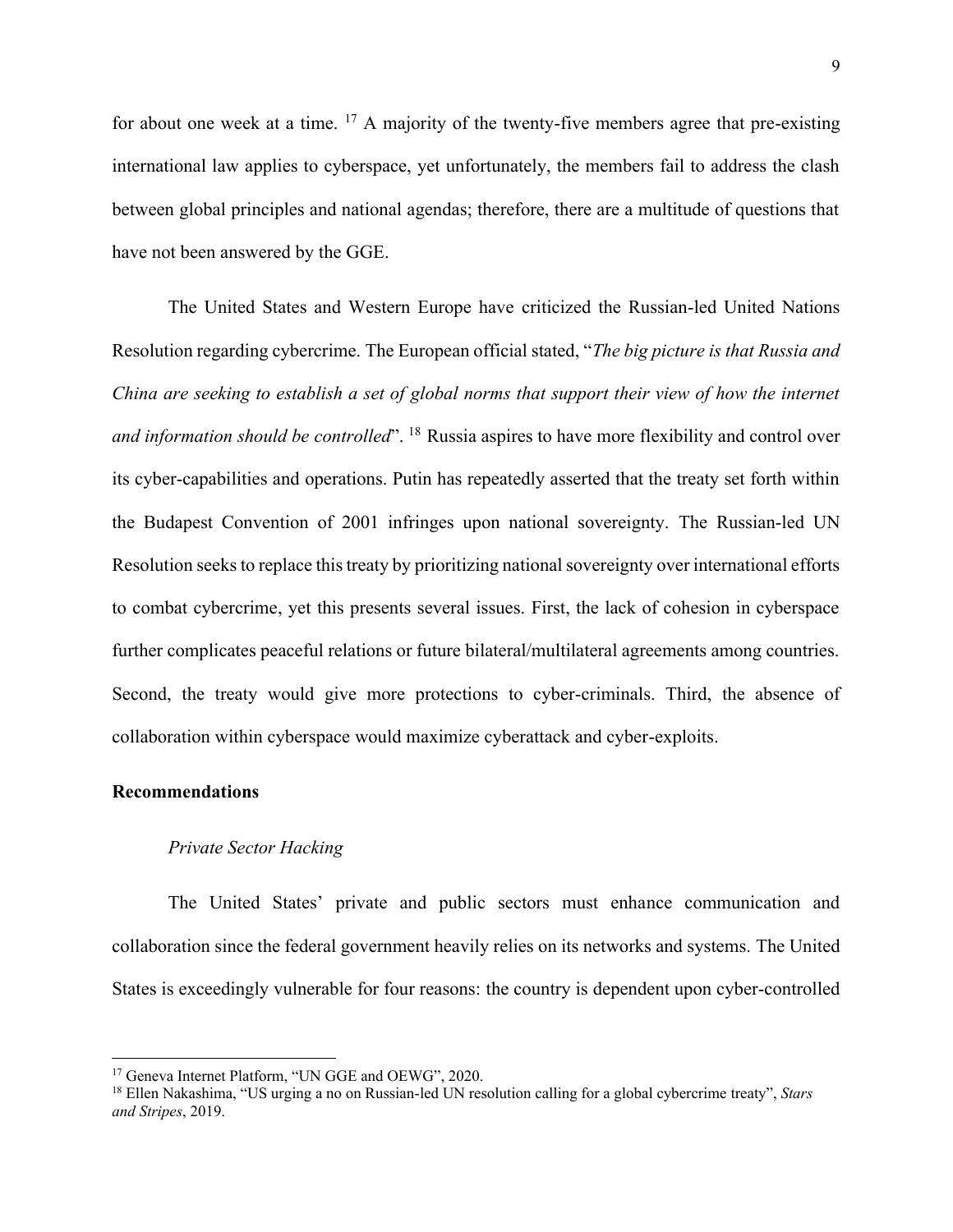for about one week at a time. [17] A majority of the twenty-five members agree that pre-existing international law applies to cyberspace, yet unfortunately, the members fail to address the clash between global principles and national agendas; therefore, there are a multitude of questions that have not been answered by the GGE.

The United States and Western Europe have criticized the Russian-led United Nations Resolution regarding cybercrime. The European official stated, "*The big picture is that Russia and China are seeking to establish a set of global norms that support their view of how the internet and information should be controlled*". [18] Russia aspires to have more flexibility and control over its cyber-capabilities and operations. Putin has repeatedly asserted that the treaty set forth within the Budapest Convention of 2001 infringes upon national sovereignty. The Russian-led UN Resolution seeks to replace this treaty by prioritizing national sovereignty over international efforts to combat cybercrime, yet this presents several issues. First, the lack of cohesion in cyberspace further complicates peaceful relations or future bilateral/multilateral agreements among countries. Second, the treaty would give more protections to cyber-criminals. Third, the absence of collaboration within cyberspace would maximize cyberattack and cyber-exploits.

## Recommendations

### *Private Sector Hacking*

The United States' private and public sectors must enhance communication and collaboration since the federal government heavily relies on its networks and systems. The United States is exceedingly vulnerable for four reasons: the country is dependent upon cyber-controlled

---

[17] Geneva Internet Platform, "UN GGE and OEWG", 2020.

[18] Ellen Nakashima, "US urging a no on Russian-led UN resolution calling for a global cybercrime treaty", *Stars and Stripes*, 2019.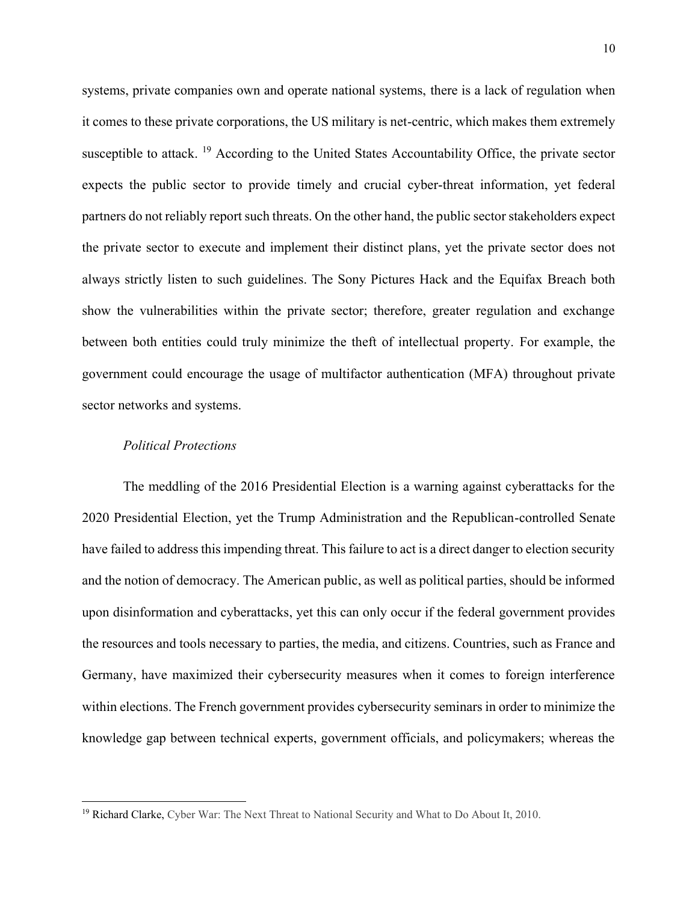systems, private companies own and operate national systems, there is a lack of regulation when it comes to these private corporations, the US military is net-centric, which makes them extremely susceptible to attack. [19] According to the United States Accountability Office, the private sector expects the public sector to provide timely and crucial cyber-threat information, yet federal partners do not reliably report such threats. On the other hand, the public sector stakeholders expect the private sector to execute and implement their distinct plans, yet the private sector does not always strictly listen to such guidelines. The Sony Pictures Hack and the Equifax Breach both show the vulnerabilities within the private sector; therefore, greater regulation and exchange between both entities could truly minimize the theft of intellectual property. For example, the government could encourage the usage of multifactor authentication (MFA) throughout private sector networks and systems.

*Political Protections*

The meddling of the 2016 Presidential Election is a warning against cyberattacks for the 2020 Presidential Election, yet the Trump Administration and the Republican-controlled Senate have failed to address this impending threat. This failure to act is a direct danger to election security and the notion of democracy. The American public, as well as political parties, should be informed upon disinformation and cyberattacks, yet this can only occur if the federal government provides the resources and tools necessary to parties, the media, and citizens. Countries, such as France and Germany, have maximized their cybersecurity measures when it comes to foreign interference within elections. The French government provides cybersecurity seminars in order to minimize the knowledge gap between technical experts, government officials, and policymakers; whereas the

---

[19] Richard Clarke, Cyber War: The Next Threat to National Security and What to Do About It, 2010.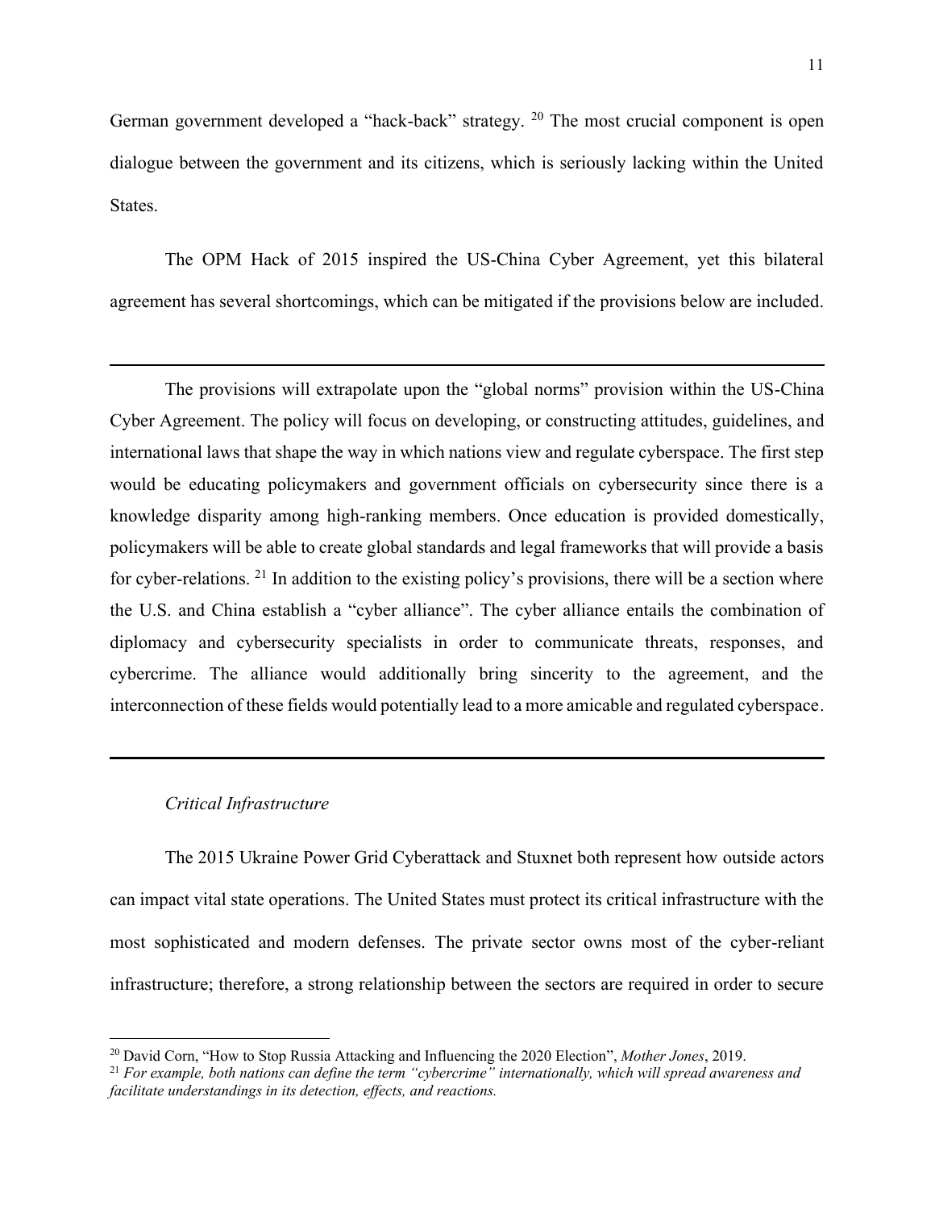German government developed a "hack-back" strategy. [20] The most crucial component is open dialogue between the government and its citizens, which is seriously lacking within the United States.

The OPM Hack of 2015 inspired the US-China Cyber Agreement, yet this bilateral agreement has several shortcomings, which can be mitigated if the provisions below are included.

---

The provisions will extrapolate upon the "global norms" provision within the US-China Cyber Agreement. The policy will focus on developing, or constructing attitudes, guidelines, and international laws that shape the way in which nations view and regulate cyberspace. The first step would be educating policymakers and government officials on cybersecurity since there is a knowledge disparity among high-ranking members. Once education is provided domestically, policymakers will be able to create global standards and legal frameworks that will provide a basis for cyber-relations. [21] In addition to the existing policy's provisions, there will be a section where the U.S. and China establish a "cyber alliance". The cyber alliance entails the combination of diplomacy and cybersecurity specialists in order to communicate threats, responses, and cybercrime. The alliance would additionally bring sincerity to the agreement, and the interconnection of these fields would potentially lead to a more amicable and regulated cyberspace.

---

*Critical Infrastructure*

The 2015 Ukraine Power Grid Cyberattack and Stuxnet both represent how outside actors can impact vital state operations. The United States must protect its critical infrastructure with the most sophisticated and modern defenses. The private sector owns most of the cyber-reliant infrastructure; therefore, a strong relationship between the sectors are required in order to secure

[20] David Corn, "How to Stop Russia Attacking and Influencing the 2020 Election", *Mother Jones*, 2019.

[21] *For example, both nations can define the term "cybercrime" internationally, which will spread awareness and facilitate understandings in its detection, effects, and reactions.*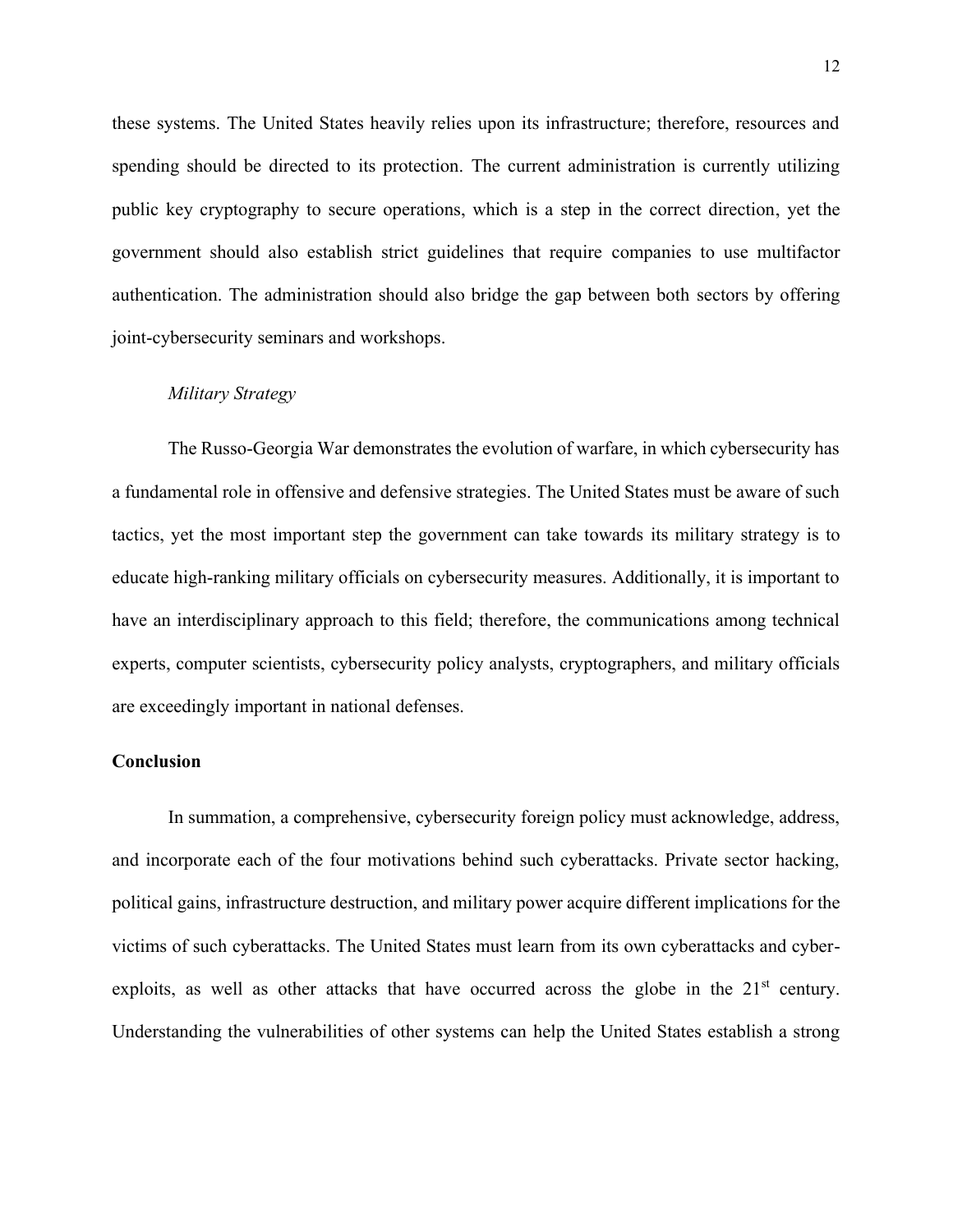these systems. The United States heavily relies upon its infrastructure; therefore, resources and spending should be directed to its protection. The current administration is currently utilizing public key cryptography to secure operations, which is a step in the correct direction, yet the government should also establish strict guidelines that require companies to use multifactor authentication. The administration should also bridge the gap between both sectors by offering joint-cybersecurity seminars and workshops.

*Military Strategy*

The Russo-Georgia War demonstrates the evolution of warfare, in which cybersecurity has a fundamental role in offensive and defensive strategies. The United States must be aware of such tactics, yet the most important step the government can take towards its military strategy is to educate high-ranking military officials on cybersecurity measures. Additionally, it is important to have an interdisciplinary approach to this field; therefore, the communications among technical experts, computer scientists, cybersecurity policy analysts, cryptographers, and military officials are exceedingly important in national defenses.

## Conclusion

In summation, a comprehensive, cybersecurity foreign policy must acknowledge, address, and incorporate each of the four motivations behind such cyberattacks. Private sector hacking, political gains, infrastructure destruction, and military power acquire different implications for the victims of such cyberattacks. The United States must learn from its own cyberattacks and cyber-exploits, as well as other attacks that have occurred across the globe in the 21st century. Understanding the vulnerabilities of other systems can help the United States establish a strong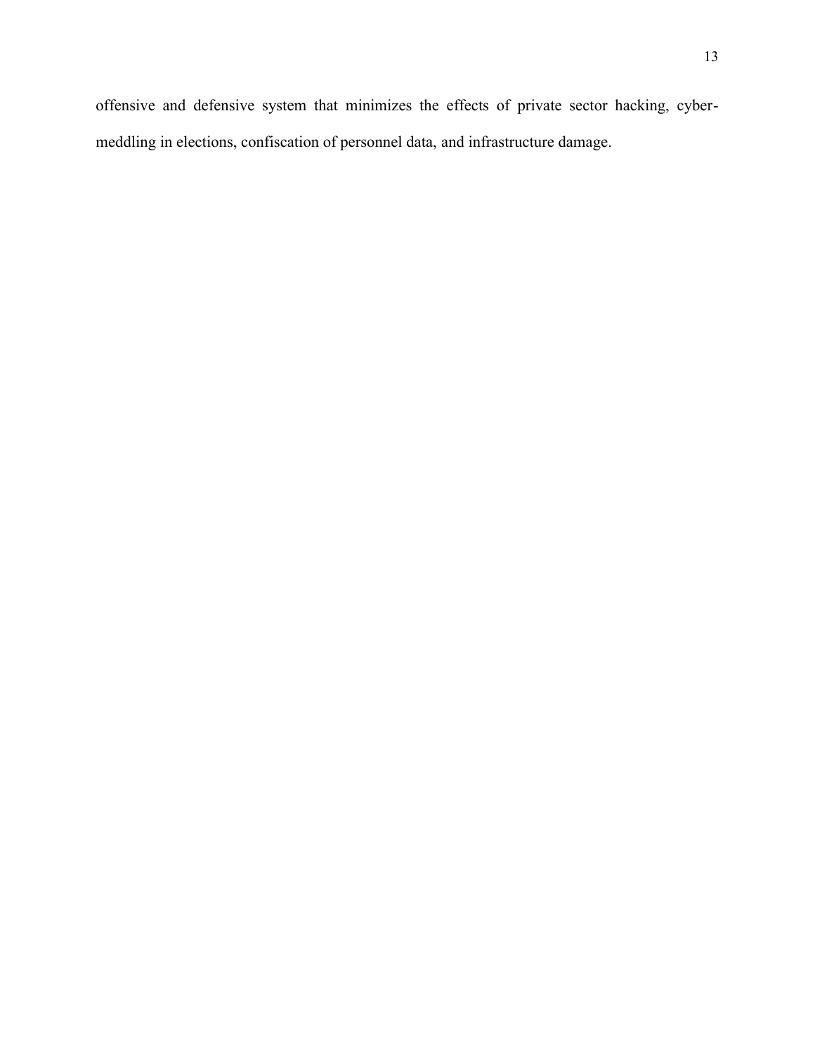offensive and defensive system that minimizes the effects of private sector hacking, cyber-meddling in elections, confiscation of personnel data, and infrastructure damage.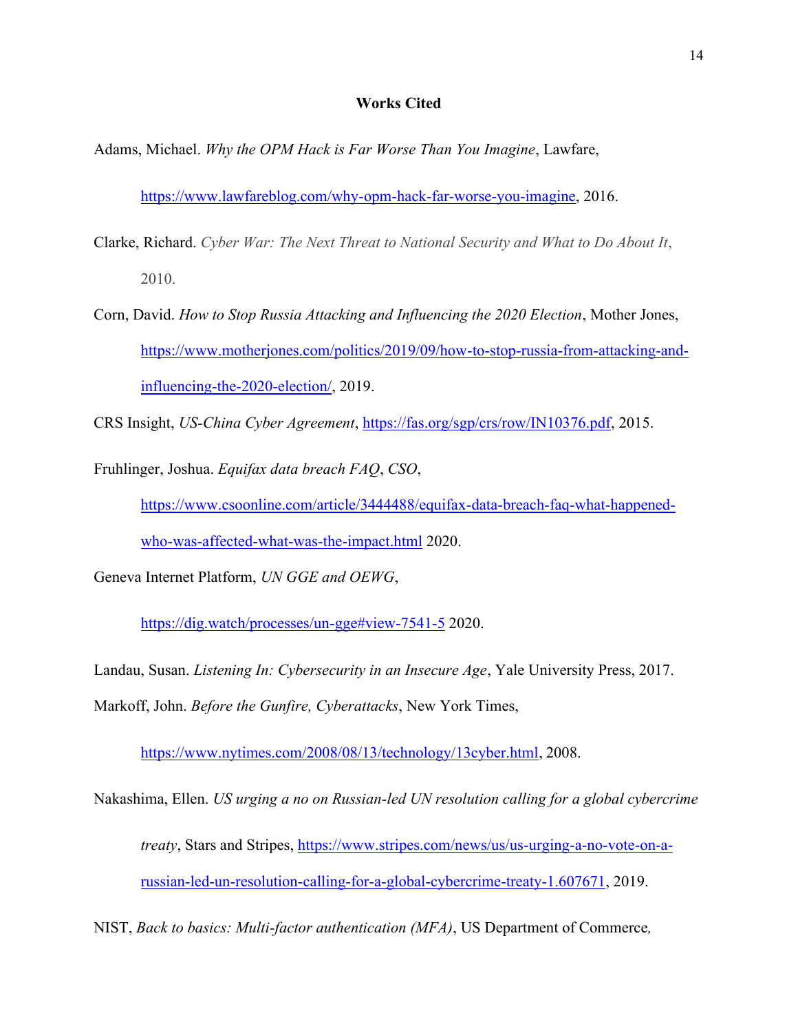**Works Cited**

Adams, Michael. *Why the OPM Hack is Far Worse Than You Imagine*, Lawfare, https://www.lawfareblog.com/why-opm-hack-far-worse-you-imagine, 2016.

Clarke, Richard. *Cyber War: The Next Threat to National Security and What to Do About It*, 2010.

Corn, David. *How to Stop Russia Attacking and Influencing the 2020 Election*, Mother Jones, https://www.motherjones.com/politics/2019/09/how-to-stop-russia-from-attacking-and-influencing-the-2020-election/, 2019.

CRS Insight, *US-China Cyber Agreement*, https://fas.org/sgp/crs/row/IN10376.pdf, 2015.

Fruhlinger, Joshua. *Equifax data breach FAQ*, *CSO*, https://www.csoonline.com/article/3444488/equifax-data-breach-faq-what-happened-who-was-affected-what-was-the-impact.html 2020.

Geneva Internet Platform, *UN GGE and OEWG*, https://dig.watch/processes/un-gge#view-7541-5 2020.

Landau, Susan. *Listening In: Cybersecurity in an Insecure Age*, Yale University Press, 2017.

Markoff, John. *Before the Gunfire, Cyberattacks*, New York Times, https://www.nytimes.com/2008/08/13/technology/13cyber.html, 2008.

Nakashima, Ellen. *US urging a no on Russian-led UN resolution calling for a global cybercrime treaty*, Stars and Stripes, https://www.stripes.com/news/us/us-urging-a-no-vote-on-a-russian-led-un-resolution-calling-for-a-global-cybercrime-treaty-1.607671, 2019.

NIST, *Back to basics: Multi-factor authentication (MFA)*, US Department of Commerce,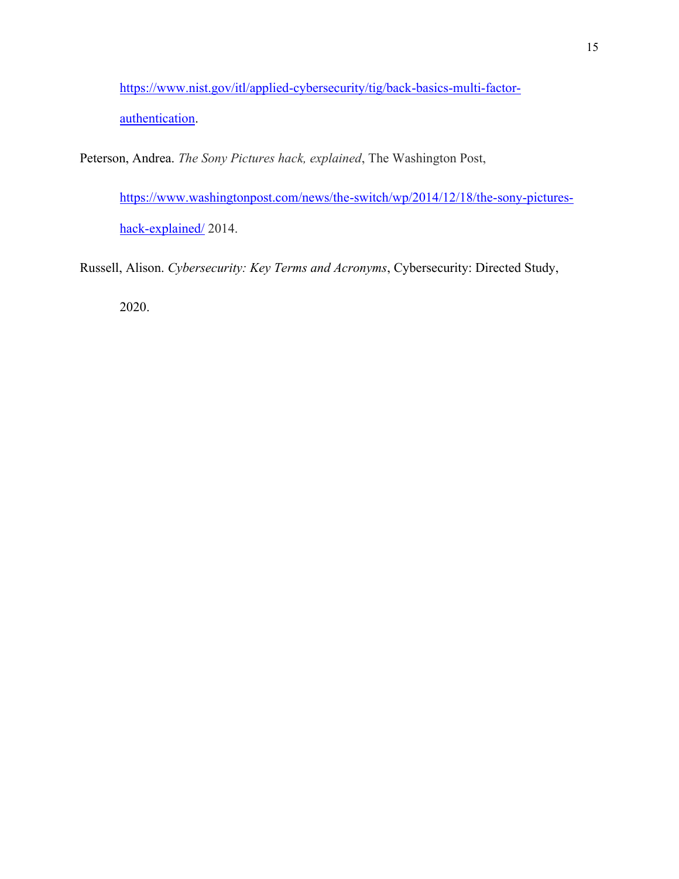https://www.nist.gov/itl/applied-cybersecurity/tig/back-basics-multi-factor-authentication.

Peterson, Andrea. *The Sony Pictures hack, explained*, The Washington Post, https://www.washingtonpost.com/news/the-switch/wp/2014/12/18/the-sony-pictures-hack-explained/ 2014.

Russell, Alison. *Cybersecurity: Key Terms and Acronyms*, Cybersecurity: Directed Study, 2020.